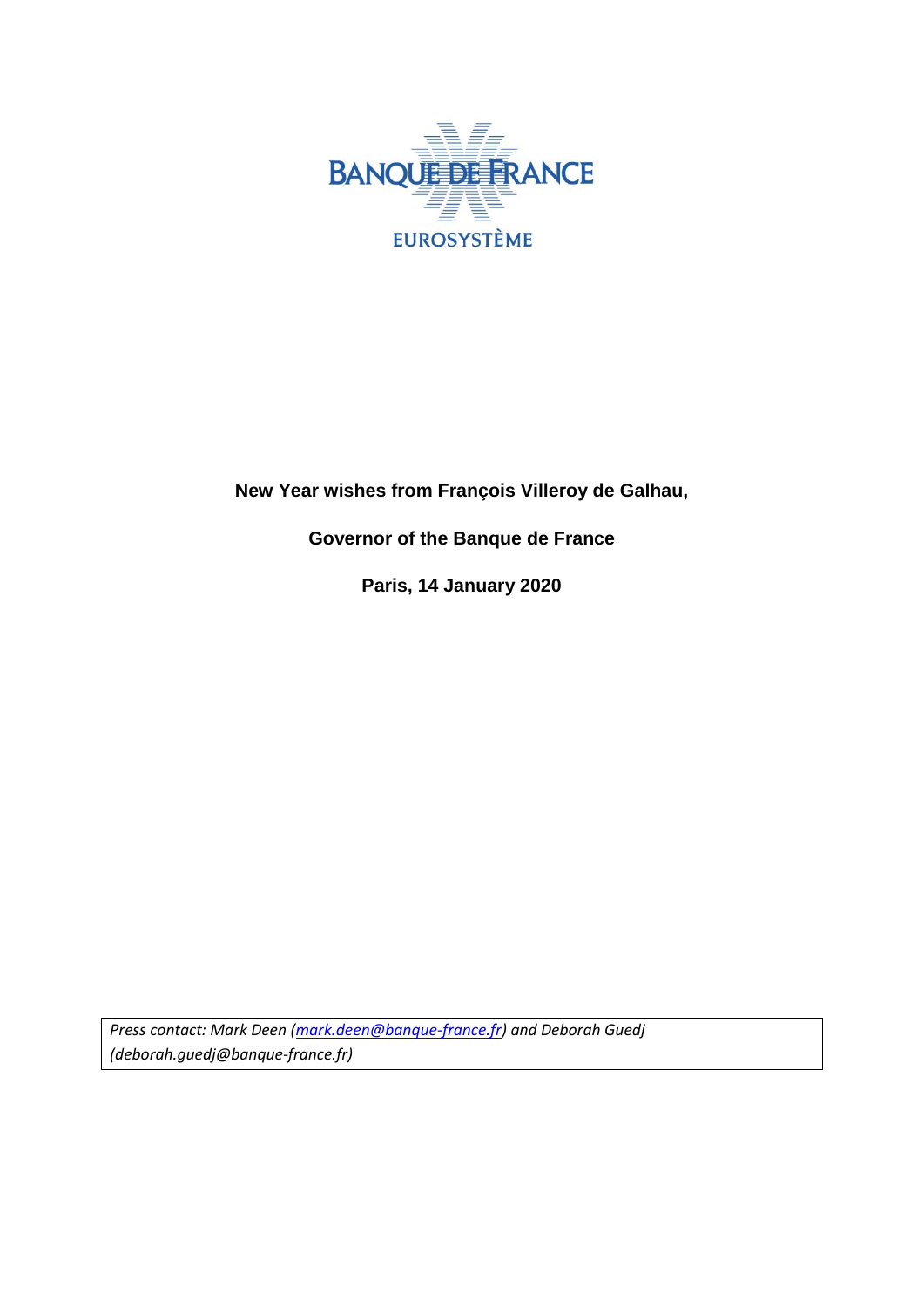BANQUE DE FRANCE

EUROSYSTÈME

**New Year wishes from François Villeroy de Galhau,**

**Governor of the Banque de France**

**Paris, 14 January 2020**

*Press contact: Mark Deen (mark.deen@banque-france.fr) and Deborah Guedj (deborah.guedj@banque-france.fr)*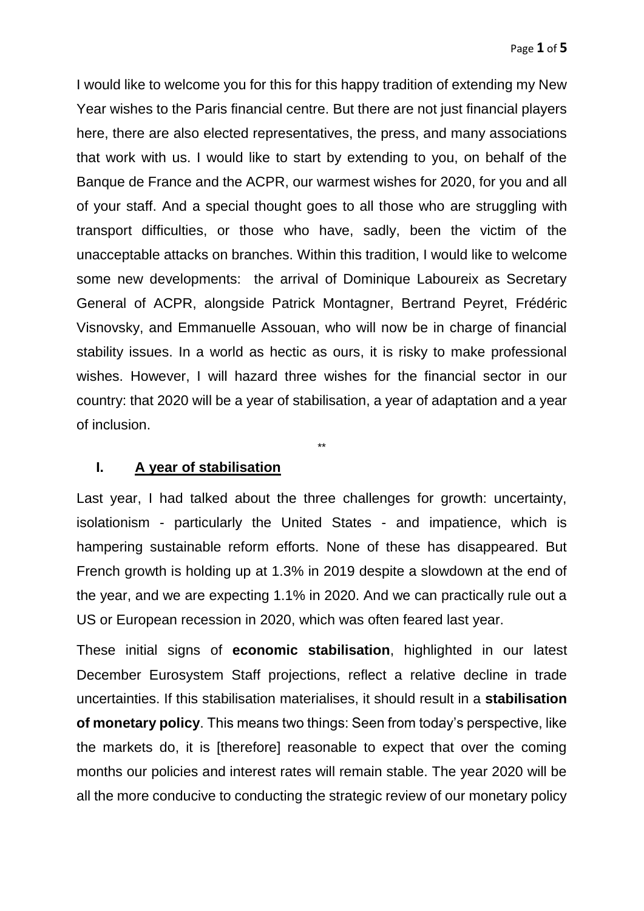I would like to welcome you for this for this happy tradition of extending my New Year wishes to the Paris financial centre. But there are not just financial players here, there are also elected representatives, the press, and many associations that work with us. I would like to start by extending to you, on behalf of the Banque de France and the ACPR, our warmest wishes for 2020, for you and all of your staff. And a special thought goes to all those who are struggling with transport difficulties, or those who have, sadly, been the victim of the unacceptable attacks on branches. Within this tradition, I would like to welcome some new developments: the arrival of Dominique Laboureix as Secretary General of ACPR, alongside Patrick Montagner, Bertrand Peyret, Frédéric Visnovsky, and Emmanuelle Assouan, who will now be in charge of financial stability issues. In a world as hectic as ours, it is risky to make professional wishes. However, I will hazard three wishes for the financial sector in our country: that 2020 will be a year of stabilisation, a year of adaptation and a year of inclusion.

**

## I. A year of stabilisation

Last year, I had talked about the three challenges for growth: uncertainty, isolationism - particularly the United States - and impatience, which is hampering sustainable reform efforts. None of these has disappeared. But French growth is holding up at 1.3% in 2019 despite a slowdown at the end of the year, and we are expecting 1.1% in 2020. And we can practically rule out a US or European recession in 2020, which was often feared last year.

These initial signs of **economic stabilisation**, highlighted in our latest December Eurosystem Staff projections, reflect a relative decline in trade uncertainties. If this stabilisation materialises, it should result in a **stabilisation of monetary policy**. This means two things: Seen from today's perspective, like the markets do, it is [therefore] reasonable to expect that over the coming months our policies and interest rates will remain stable. The year 2020 will be all the more conducive to conducting the strategic review of our monetary policy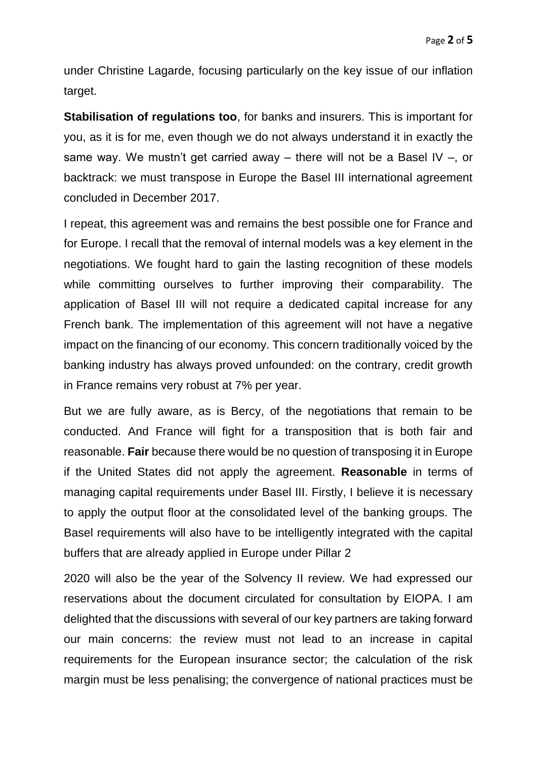under Christine Lagarde, focusing particularly on the key issue of our inflation target.

**Stabilisation of regulations too**, for banks and insurers. This is important for you, as it is for me, even though we do not always understand it in exactly the same way. We mustn't get carried away – there will not be a Basel IV –, or backtrack: we must transpose in Europe the Basel III international agreement concluded in December 2017.

I repeat, this agreement was and remains the best possible one for France and for Europe. I recall that the removal of internal models was a key element in the negotiations. We fought hard to gain the lasting recognition of these models while committing ourselves to further improving their comparability. The application of Basel III will not require a dedicated capital increase for any French bank. The implementation of this agreement will not have a negative impact on the financing of our economy. This concern traditionally voiced by the banking industry has always proved unfounded: on the contrary, credit growth in France remains very robust at 7% per year.

But we are fully aware, as is Bercy, of the negotiations that remain to be conducted. And France will fight for a transposition that is both fair and reasonable. **Fair** because there would be no question of transposing it in Europe if the United States did not apply the agreement. **Reasonable** in terms of managing capital requirements under Basel III. Firstly, I believe it is necessary to apply the output floor at the consolidated level of the banking groups. The Basel requirements will also have to be intelligently integrated with the capital buffers that are already applied in Europe under Pillar 2

2020 will also be the year of the Solvency II review. We had expressed our reservations about the document circulated for consultation by EIOPA. I am delighted that the discussions with several of our key partners are taking forward our main concerns: the review must not lead to an increase in capital requirements for the European insurance sector; the calculation of the risk margin must be less penalising; the convergence of national practices must be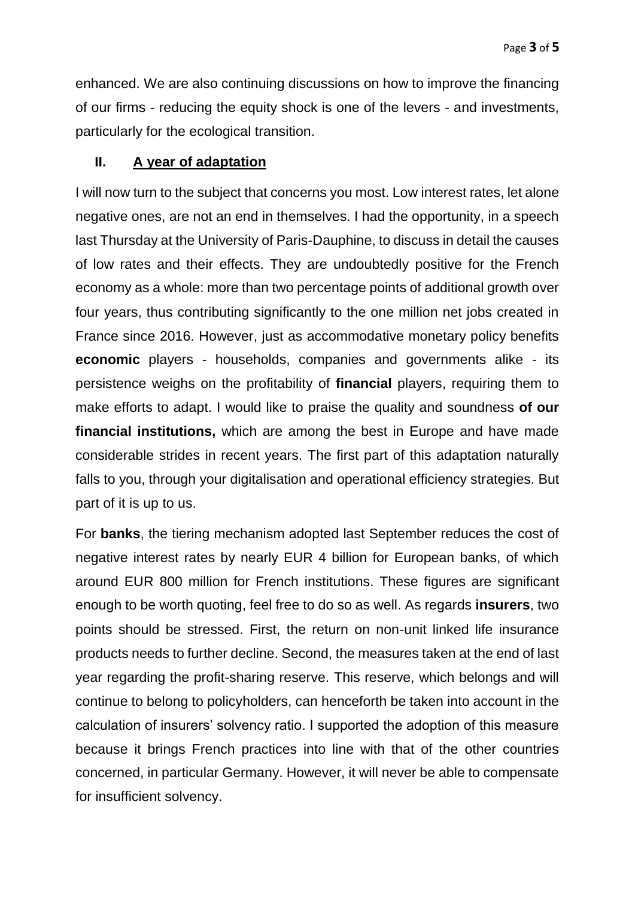enhanced. We are also continuing discussions on how to improve the financing of our firms - reducing the equity shock is one of the levers - and investments, particularly for the ecological transition.

## II. A year of adaptation

I will now turn to the subject that concerns you most. Low interest rates, let alone negative ones, are not an end in themselves. I had the opportunity, in a speech last Thursday at the University of Paris-Dauphine, to discuss in detail the causes of low rates and their effects. They are undoubtedly positive for the French economy as a whole: more than two percentage points of additional growth over four years, thus contributing significantly to the one million net jobs created in France since 2016. However, just as accommodative monetary policy benefits **economic** players - households, companies and governments alike - its persistence weighs on the profitability of **financial** players, requiring them to make efforts to adapt. I would like to praise the quality and soundness **of our financial institutions,** which are among the best in Europe and have made considerable strides in recent years. The first part of this adaptation naturally falls to you, through your digitalisation and operational efficiency strategies. But part of it is up to us.

For **banks**, the tiering mechanism adopted last September reduces the cost of negative interest rates by nearly EUR 4 billion for European banks, of which around EUR 800 million for French institutions. These figures are significant enough to be worth quoting, feel free to do so as well. As regards **insurers**, two points should be stressed. First, the return on non-unit linked life insurance products needs to further decline. Second, the measures taken at the end of last year regarding the profit-sharing reserve. This reserve, which belongs and will continue to belong to policyholders, can henceforth be taken into account in the calculation of insurers' solvency ratio. I supported the adoption of this measure because it brings French practices into line with that of the other countries concerned, in particular Germany. However, it will never be able to compensate for insufficient solvency.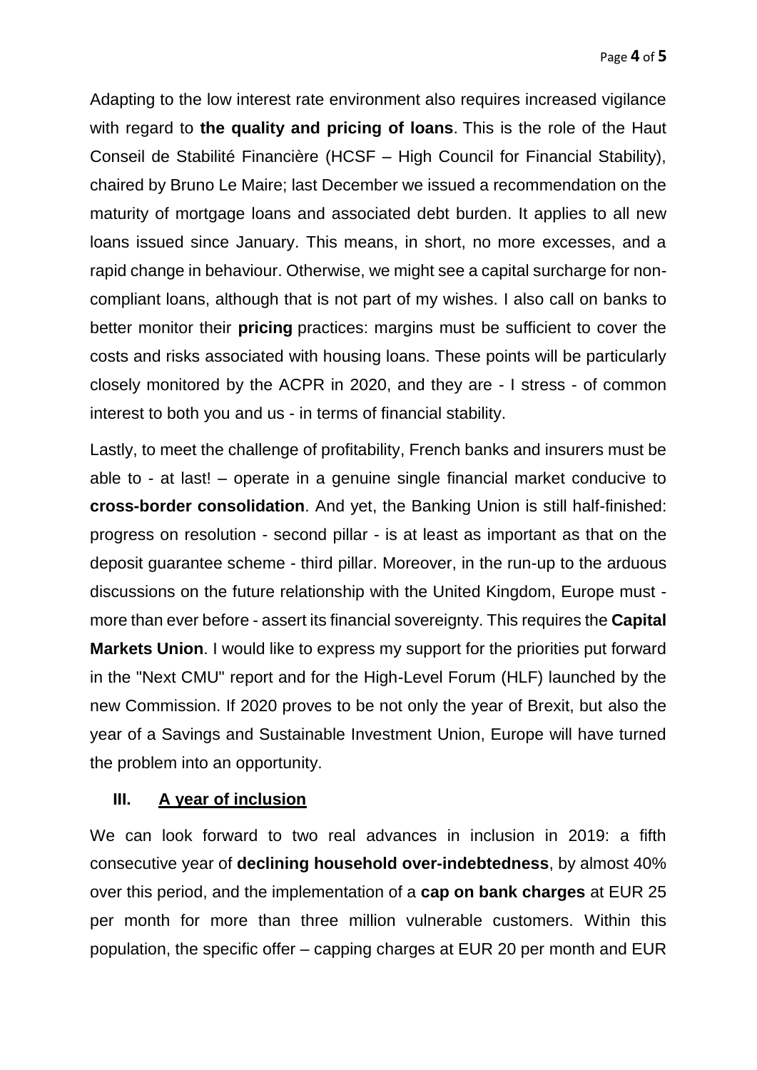Adapting to the low interest rate environment also requires increased vigilance with regard to **the quality and pricing of loans**. This is the role of the Haut Conseil de Stabilité Financière (HCSF – High Council for Financial Stability), chaired by Bruno Le Maire; last December we issued a recommendation on the maturity of mortgage loans and associated debt burden. It applies to all new loans issued since January. This means, in short, no more excesses, and a rapid change in behaviour. Otherwise, we might see a capital surcharge for non-compliant loans, although that is not part of my wishes. I also call on banks to better monitor their **pricing** practices: margins must be sufficient to cover the costs and risks associated with housing loans. These points will be particularly closely monitored by the ACPR in 2020, and they are - I stress - of common interest to both you and us - in terms of financial stability.

Lastly, to meet the challenge of profitability, French banks and insurers must be able to - at last! – operate in a genuine single financial market conducive to **cross-border consolidation**. And yet, the Banking Union is still half-finished: progress on resolution - second pillar - is at least as important as that on the deposit guarantee scheme - third pillar. Moreover, in the run-up to the arduous discussions on the future relationship with the United Kingdom, Europe must - more than ever before - assert its financial sovereignty. This requires the **Capital Markets Union**. I would like to express my support for the priorities put forward in the "Next CMU" report and for the High-Level Forum (HLF) launched by the new Commission. If 2020 proves to be not only the year of Brexit, but also the year of a Savings and Sustainable Investment Union, Europe will have turned the problem into an opportunity.

## III. A year of inclusion

We can look forward to two real advances in inclusion in 2019: a fifth consecutive year of **declining household over-indebtedness**, by almost 40% over this period, and the implementation of a **cap on bank charges** at EUR 25 per month for more than three million vulnerable customers. Within this population, the specific offer – capping charges at EUR 20 per month and EUR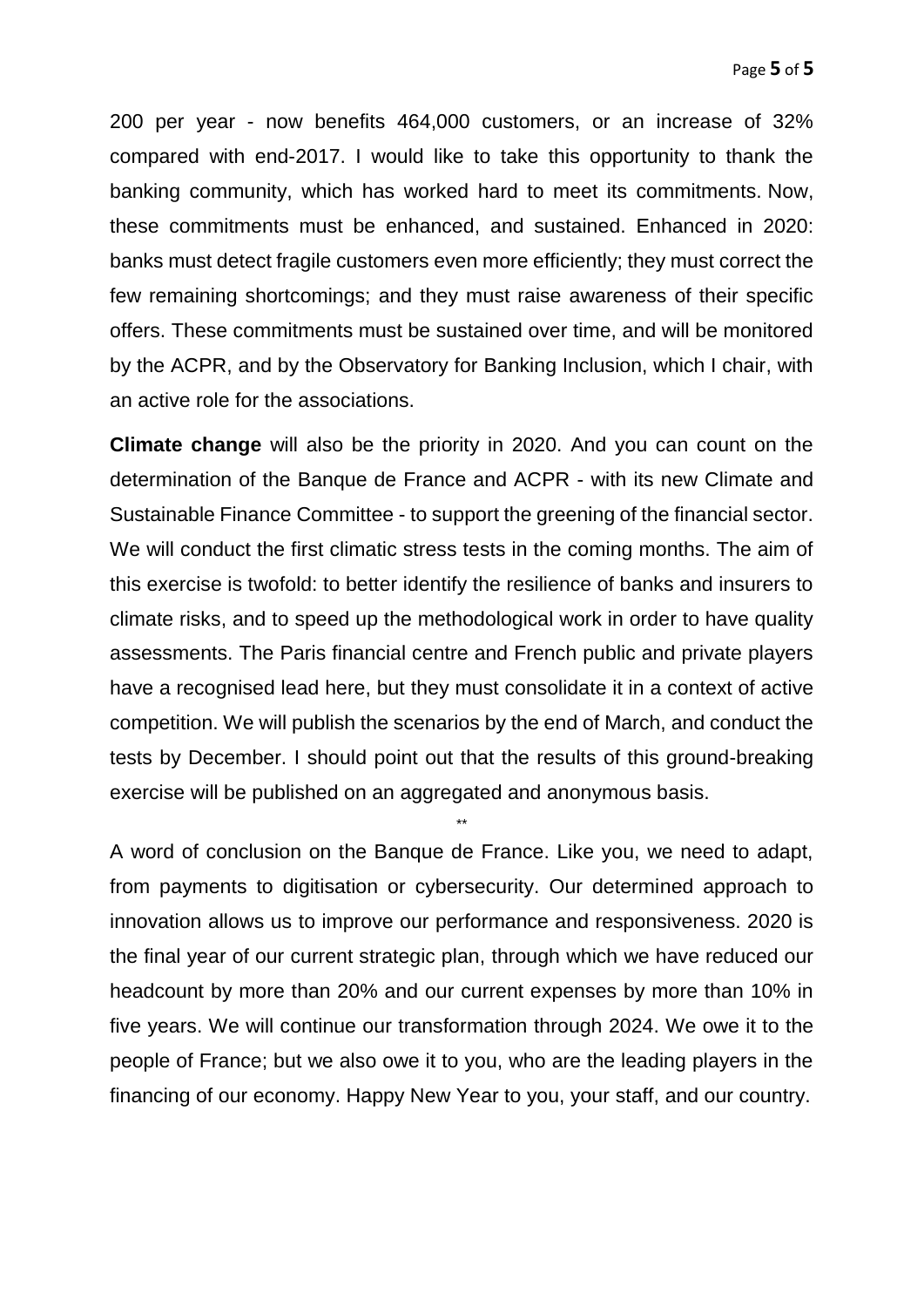200 per year - now benefits 464,000 customers, or an increase of 32% compared with end-2017. I would like to take this opportunity to thank the banking community, which has worked hard to meet its commitments. Now, these commitments must be enhanced, and sustained. Enhanced in 2020: banks must detect fragile customers even more efficiently; they must correct the few remaining shortcomings; and they must raise awareness of their specific offers. These commitments must be sustained over time, and will be monitored by the ACPR, and by the Observatory for Banking Inclusion, which I chair, with an active role for the associations.

**Climate change** will also be the priority in 2020. And you can count on the determination of the Banque de France and ACPR - with its new Climate and Sustainable Finance Committee - to support the greening of the financial sector. We will conduct the first climatic stress tests in the coming months. The aim of this exercise is twofold: to better identify the resilience of banks and insurers to climate risks, and to speed up the methodological work in order to have quality assessments. The Paris financial centre and French public and private players have a recognised lead here, but they must consolidate it in a context of active competition. We will publish the scenarios by the end of March, and conduct the tests by December. I should point out that the results of this ground-breaking exercise will be published on an aggregated and anonymous basis.

**

A word of conclusion on the Banque de France. Like you, we need to adapt, from payments to digitisation or cybersecurity. Our determined approach to innovation allows us to improve our performance and responsiveness. 2020 is the final year of our current strategic plan, through which we have reduced our headcount by more than 20% and our current expenses by more than 10% in five years. We will continue our transformation through 2024. We owe it to the people of France; but we also owe it to you, who are the leading players in the financing of our economy. Happy New Year to you, your staff, and our country.